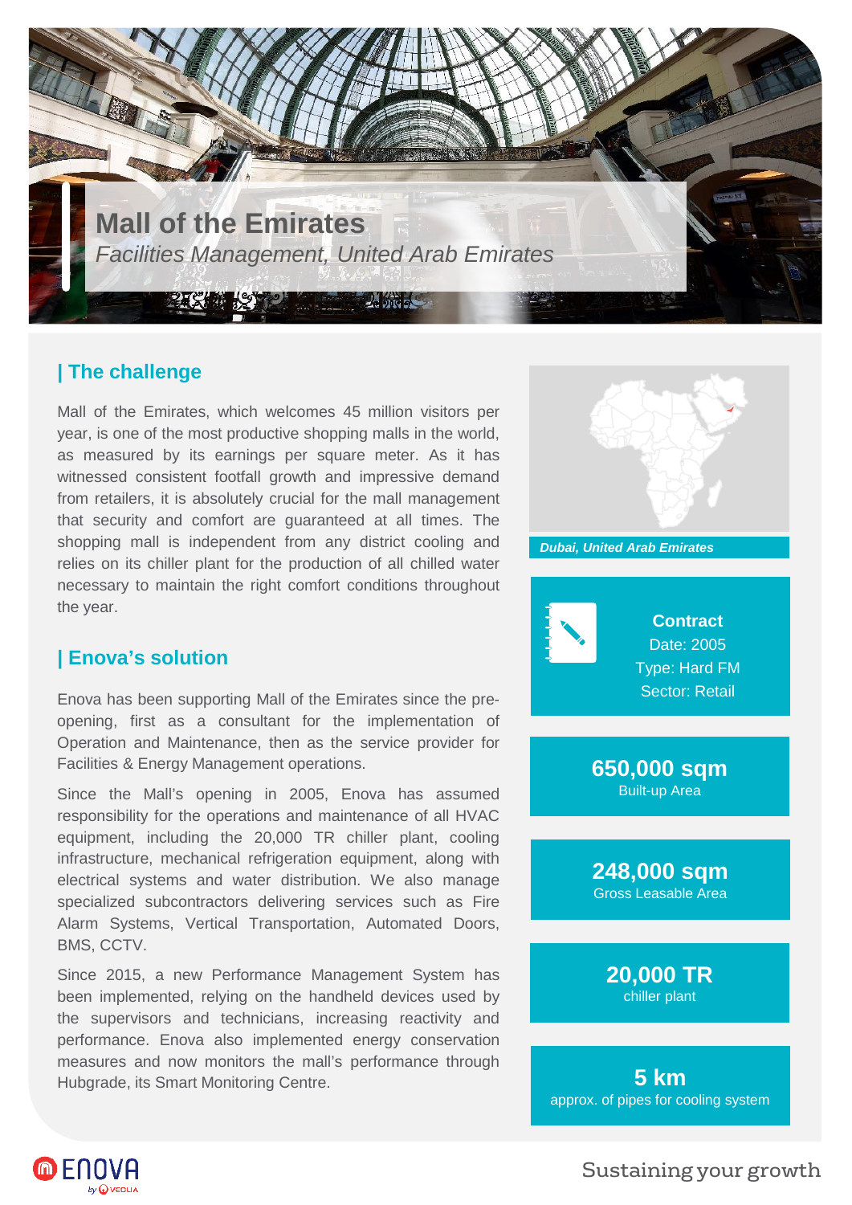# Mall of the Emirates

*Facilities Management, United Arab Emirates*

## | The challenge

Mall of the Emirates, which welcomes 45 million visitors per year, is one of the most productive shopping malls in the world, as measured by its earnings per square meter. As it has witnessed consistent footfall growth and impressive demand from retailers, it is absolutely crucial for the mall management that security and comfort are guaranteed at all times. The shopping mall is independent from any district cooling and relies on its chiller plant for the production of all chilled water necessary to maintain the right comfort conditions throughout the year.

## | Enova's solution

Enova has been supporting Mall of the Emirates since the pre-opening, first as a consultant for the implementation of Operation and Maintenance, then as the service provider for Facilities & Energy Management operations.

Since the Mall's opening in 2005, Enova has assumed responsibility for the operations and maintenance of all HVAC equipment, including the 20,000 TR chiller plant, cooling infrastructure, mechanical refrigeration equipment, along with electrical systems and water distribution. We also manage specialized subcontractors delivering services such as Fire Alarm Systems, Vertical Transportation, Automated Doors, BMS, CCTV.

Since 2015, a new Performance Management System has been implemented, relying on the handheld devices used by the supervisors and technicians, increasing reactivity and performance. Enova also implemented energy conservation measures and now monitors the mall's performance through Hubgrade, its Smart Monitoring Centre.

***Dubai, United Arab Emirates***

**Contract**
Date: 2005
Type: Hard FM
Sector: Retail

**650,000 sqm**
Built-up Area

**248,000 sqm**
Gross Leasable Area

**20,000 TR**
chiller plant

**5 km**
approx. of pipes for cooling system

ENOVA by VEOLIA

Sustaining your growth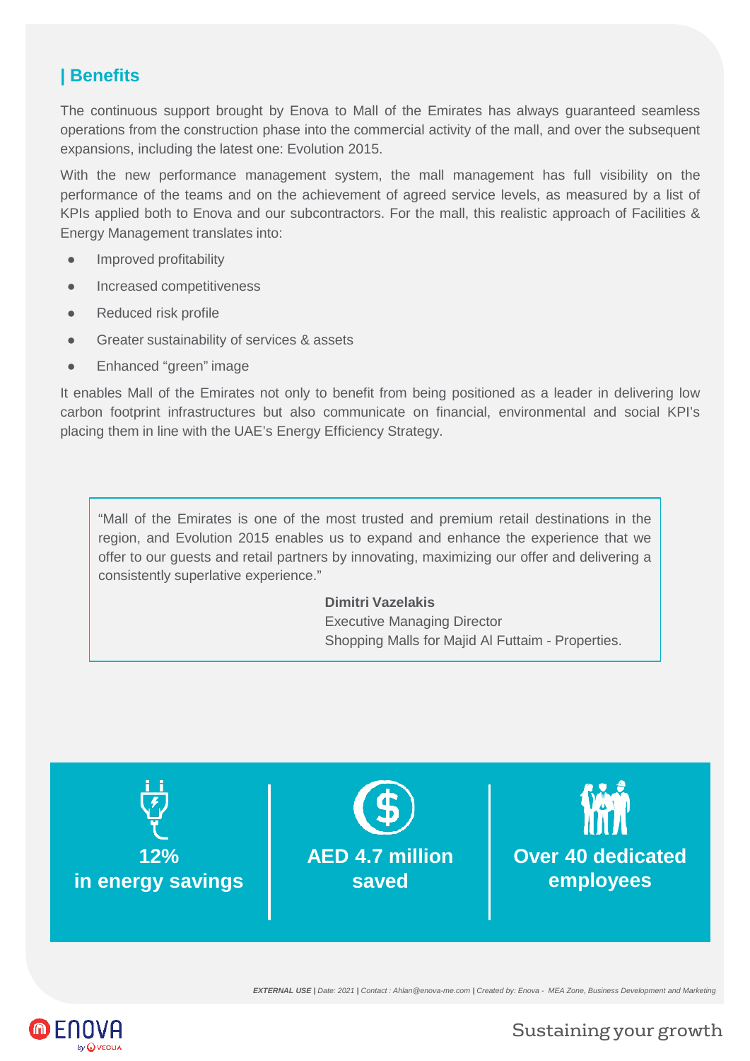## | Benefits

The continuous support brought by Enova to Mall of the Emirates has always guaranteed seamless operations from the construction phase into the commercial activity of the mall, and over the subsequent expansions, including the latest one: Evolution 2015.

With the new performance management system, the mall management has full visibility on the performance of the teams and on the achievement of agreed service levels, as measured by a list of KPIs applied both to Enova and our subcontractors. For the mall, this realistic approach of Facilities & Energy Management translates into:

- Improved profitability
- Increased competitiveness
- Reduced risk profile
- Greater sustainability of services & assets
- Enhanced “green” image

It enables Mall of the Emirates not only to benefit from being positioned as a leader in delivering low carbon footprint infrastructures but also communicate on financial, environmental and social KPI’s placing them in line with the UAE’s Energy Efficiency Strategy.

> “Mall of the Emirates is one of the most trusted and premium retail destinations in the region, and Evolution 2015 enables us to expand and enhance the experience that we offer to our guests and retail partners by innovating, maximizing our offer and delivering a consistently superlative experience.”
>
> **Dimitri Vazelakis**
> Executive Managing Director
> Shopping Malls for Majid Al Futtaim - Properties.

**12%**
**in energy savings**

**AED 4.7 million saved**

**Over 40 dedicated employees**

*EXTERNAL USE | Date: 2021 | Contact : Ahlan@enova-me.com | Created by: Enova - MEA Zone, Business Development and Marketing*

ENOVA by VEOLIA

Sustaining your growth